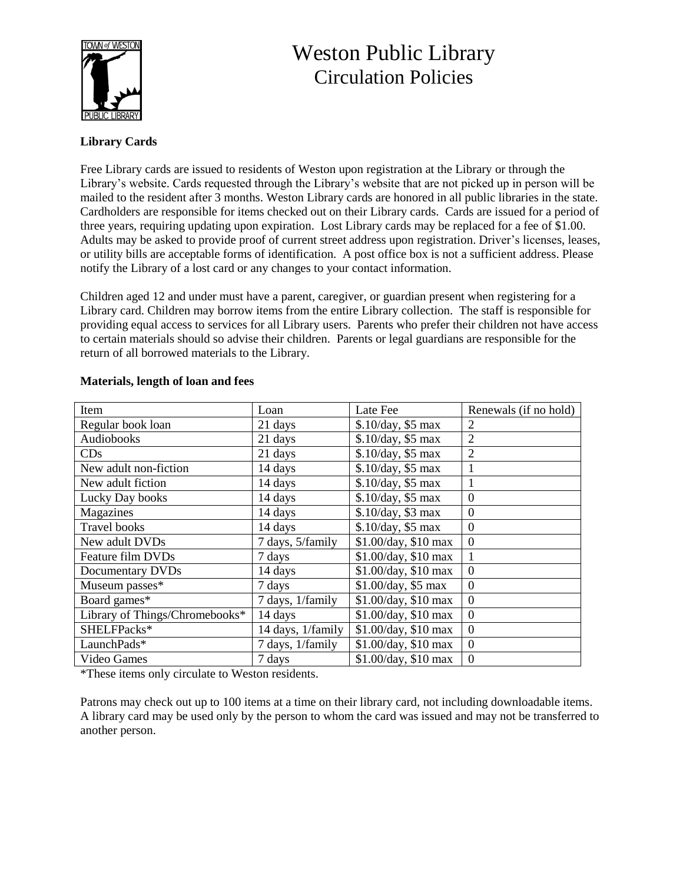# Weston Public Library
## Circulation Policies

**Library Cards**

Free Library cards are issued to residents of Weston upon registration at the Library or through the Library's website. Cards requested through the Library's website that are not picked up in person will be mailed to the resident after 3 months. Weston Library cards are honored in all public libraries in the state. Cardholders are responsible for items checked out on their Library cards. Cards are issued for a period of three years, requiring updating upon expiration. Lost Library cards may be replaced for a fee of $1.00. Adults may be asked to provide proof of current street address upon registration. Driver's licenses, leases, or utility bills are acceptable forms of identification. A post office box is not a sufficient address. Please notify the Library of a lost card or any changes to your contact information.

Children aged 12 and under must have a parent, caregiver, or guardian present when registering for a Library card. Children may borrow items from the entire Library collection. The staff is responsible for providing equal access to services for all Library users. Parents who prefer their children not have access to certain materials should so advise their children. Parents or legal guardians are responsible for the return of all borrowed materials to the Library.

**Materials, length of loan and fees**

| Item | Loan | Late Fee | Renewals (if no hold) |
|---|---|---|---|
| Regular book loan | 21 days | $.10/day, $5 max | 2 |
| Audiobooks | 21 days | $.10/day, $5 max | 2 |
| CDs | 21 days | $.10/day, $5 max | 2 |
| New adult non-fiction | 14 days | $.10/day, $5 max | 1 |
| New adult fiction | 14 days | $.10/day, $5 max | 1 |
| Lucky Day books | 14 days | $.10/day, $5 max | 0 |
| Magazines | 14 days | $.10/day, $3 max | 0 |
| Travel books | 14 days | $.10/day, $5 max | 0 |
| New adult DVDs | 7 days, 5/family | $1.00/day, $10 max | 0 |
| Feature film DVDs | 7 days | $1.00/day, $10 max | 1 |
| Documentary DVDs | 14 days | $1.00/day, $10 max | 0 |
| Museum passes* | 7 days | $1.00/day, $5 max | 0 |
| Board games* | 7 days, 1/family | $1.00/day, $10 max | 0 |
| Library of Things/Chromebooks* | 14 days | $1.00/day, $10 max | 0 |
| SHELFPacks* | 14 days, 1/family | $1.00/day, $10 max | 0 |
| LaunchPads* | 7 days, 1/family | $1.00/day, $10 max | 0 |
| Video Games | 7 days | $1.00/day, $10 max | 0 |

*These items only circulate to Weston residents.

Patrons may check out up to 100 items at a time on their library card, not including downloadable items. A library card may be used only by the person to whom the card was issued and may not be transferred to another person.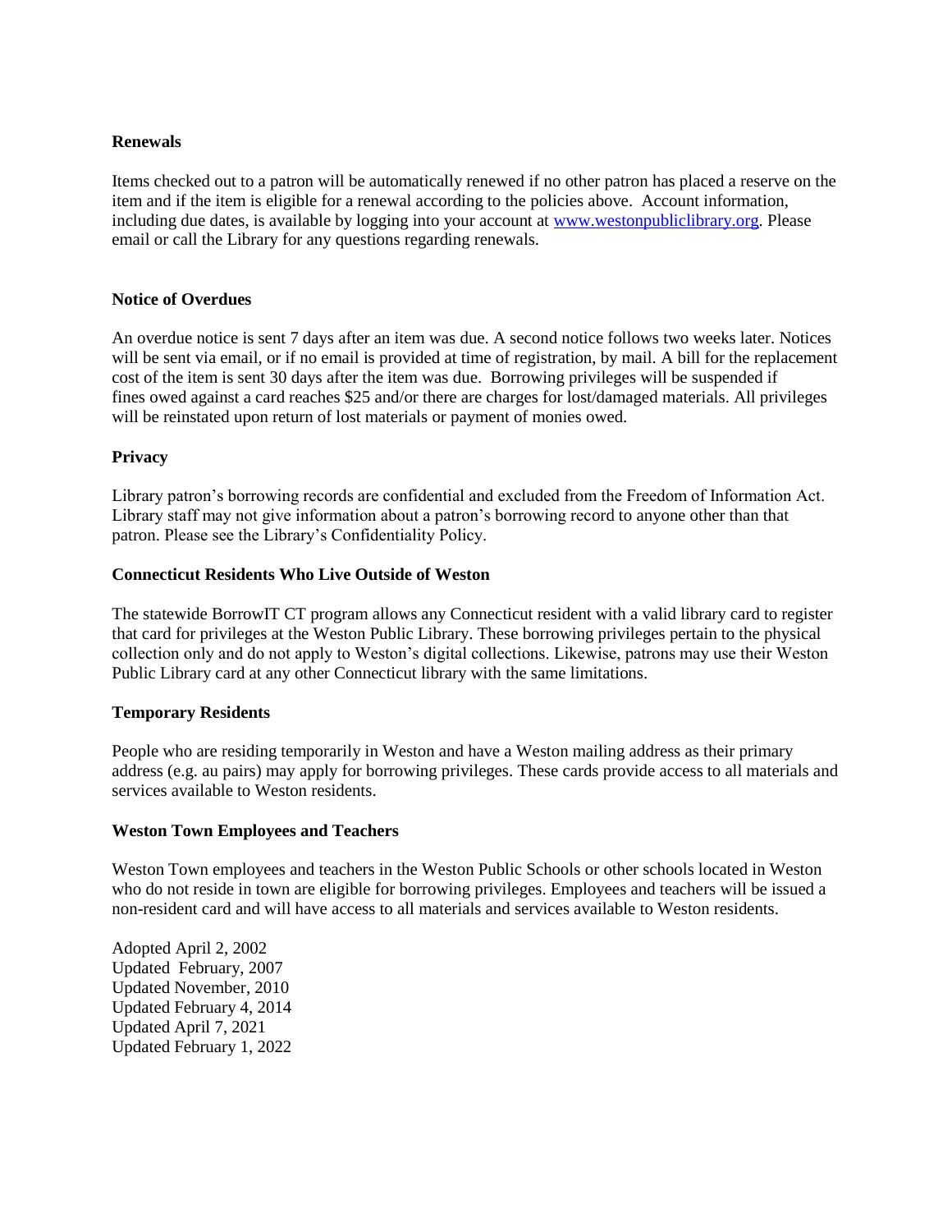**Renewals**

Items checked out to a patron will be automatically renewed if no other patron has placed a reserve on the item and if the item is eligible for a renewal according to the policies above. Account information, including due dates, is available by logging into your account at [www.westonpubliclibrary.org](http://www.westonpubliclibrary.org). Please email or call the Library for any questions regarding renewals.

**Notice of Overdues**

An overdue notice is sent 7 days after an item was due. A second notice follows two weeks later. Notices will be sent via email, or if no email is provided at time of registration, by mail. A bill for the replacement cost of the item is sent 30 days after the item was due. Borrowing privileges will be suspended if fines owed against a card reaches $25 and/or there are charges for lost/damaged materials. All privileges will be reinstated upon return of lost materials or payment of monies owed.

**Privacy**

Library patron's borrowing records are confidential and excluded from the Freedom of Information Act. Library staff may not give information about a patron's borrowing record to anyone other than that patron. Please see the Library's Confidentiality Policy.

**Connecticut Residents Who Live Outside of Weston**

The statewide BorrowIT CT program allows any Connecticut resident with a valid library card to register that card for privileges at the Weston Public Library. These borrowing privileges pertain to the physical collection only and do not apply to Weston's digital collections. Likewise, patrons may use their Weston Public Library card at any other Connecticut library with the same limitations.

**Temporary Residents**

People who are residing temporarily in Weston and have a Weston mailing address as their primary address (e.g. au pairs) may apply for borrowing privileges. These cards provide access to all materials and services available to Weston residents.

**Weston Town Employees and Teachers**

Weston Town employees and teachers in the Weston Public Schools or other schools located in Weston who do not reside in town are eligible for borrowing privileges. Employees and teachers will be issued a non-resident card and will have access to all materials and services available to Weston residents.

Adopted April 2, 2002
Updated February, 2007
Updated November, 2010
Updated February 4, 2014
Updated April 7, 2021
Updated February 1, 2022